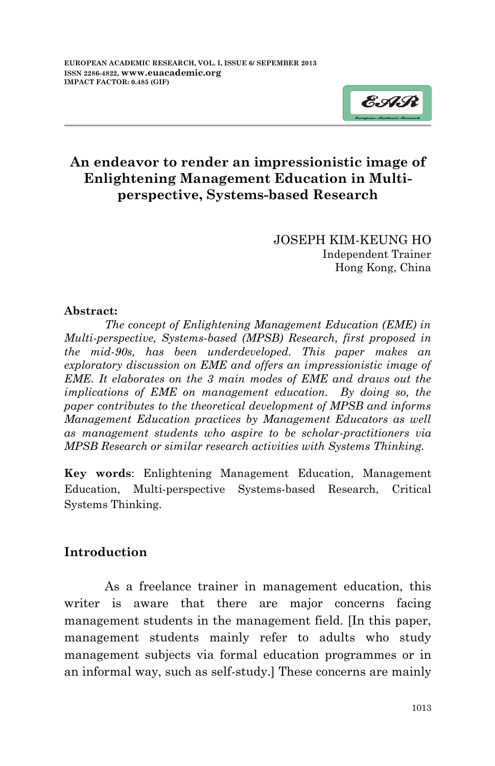# An endeavor to render an impressionistic image of Enlightening Management Education in Multi-perspective, Systems-based Research

JOSEPH KIM-KEUNG HO
Independent Trainer
Hong Kong, China

**Abstract:**

*The concept of Enlightening Management Education (EME) in Multi-perspective, Systems-based (MPSB) Research, first proposed in the mid-90s, has been underdeveloped. This paper makes an exploratory discussion on EME and offers an impressionistic image of EME. It elaborates on the 3 main modes of EME and draws out the implications of EME on management education. By doing so, the paper contributes to the theoretical development of MPSB and informs Management Education practices by Management Educators as well as management students who aspire to be scholar-practitioners via MPSB Research or similar research activities with Systems Thinking.*

**Key words**: Enlightening Management Education, Management Education, Multi-perspective Systems-based Research, Critical Systems Thinking.

## Introduction

As a freelance trainer in management education, this writer is aware that there are major concerns facing management students in the management field. [In this paper, management students mainly refer to adults who study management subjects via formal education programmes or in an informal way, such as self-study.] These concerns are mainly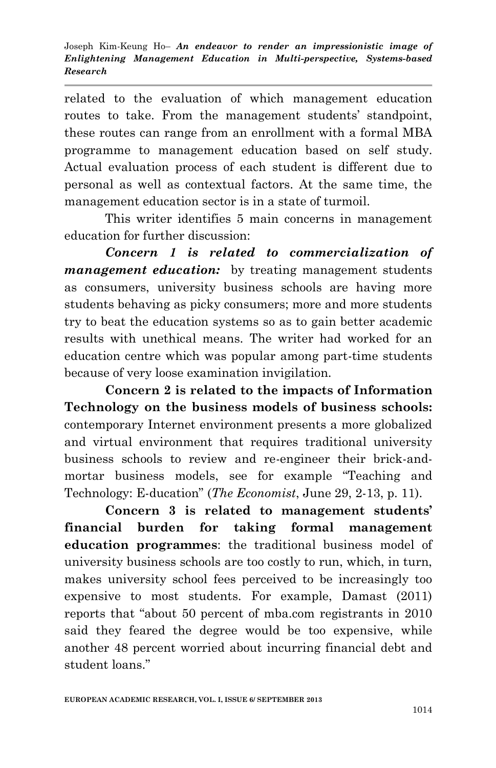related to the evaluation of which management education routes to take. From the management students' standpoint, these routes can range from an enrollment with a formal MBA programme to management education based on self study. Actual evaluation process of each student is different due to personal as well as contextual factors. At the same time, the management education sector is in a state of turmoil.

This writer identifies 5 main concerns in management education for further discussion:

***Concern 1 is related to commercialization of management education:*** by treating management students as consumers, university business schools are having more students behaving as picky consumers; more and more students try to beat the education systems so as to gain better academic results with unethical means. The writer had worked for an education centre which was popular among part-time students because of very loose examination invigilation.

**Concern 2 is related to the impacts of Information Technology on the business models of business schools:** contemporary Internet environment presents a more globalized and virtual environment that requires traditional university business schools to review and re-engineer their brick-and-mortar business models, see for example "Teaching and Technology: E-ducation" (*The Economist*, June 29, 2-13, p. 11).

**Concern 3 is related to management students' financial burden for taking formal management education programmes**: the traditional business model of university business schools are too costly to run, which, in turn, makes university school fees perceived to be increasingly too expensive to most students. For example, Damast (2011) reports that "about 50 percent of mba.com registrants in 2010 said they feared the degree would be too expensive, while another 48 percent worried about incurring financial debt and student loans."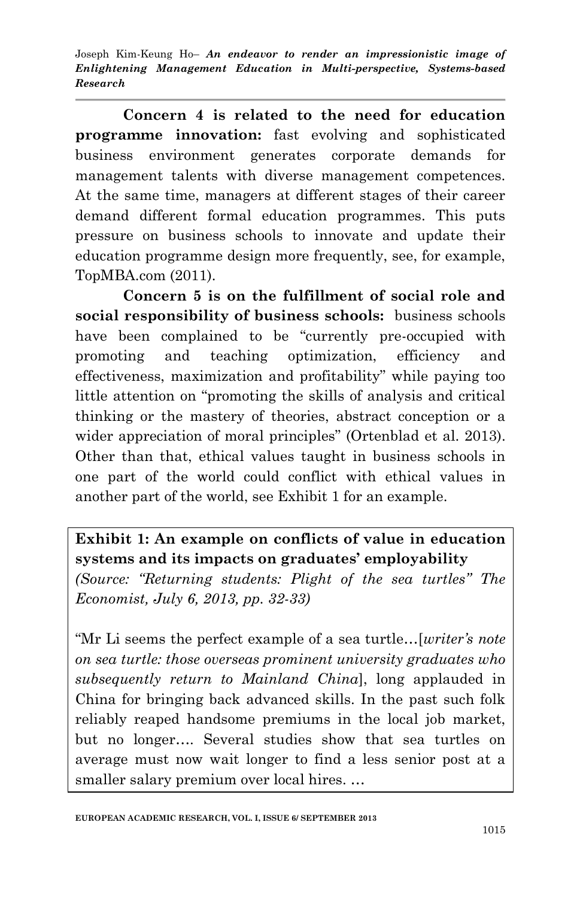**Concern 4 is related to the need for education programme innovation:** fast evolving and sophisticated business environment generates corporate demands for management talents with diverse management competences. At the same time, managers at different stages of their career demand different formal education programmes. This puts pressure on business schools to innovate and update their education programme design more frequently, see, for example, TopMBA.com (2011).

**Concern 5 is on the fulfillment of social role and social responsibility of business schools:** business schools have been complained to be "currently pre-occupied with promoting and teaching optimization, efficiency and effectiveness, maximization and profitability" while paying too little attention on "promoting the skills of analysis and critical thinking or the mastery of theories, abstract conception or a wider appreciation of moral principles" (Ortenblad et al. 2013). Other than that, ethical values taught in business schools in one part of the world could conflict with ethical values in another part of the world, see Exhibit 1 for an example.

**Exhibit 1: An example on conflicts of value in education systems and its impacts on graduates' employability**
*(Source: "Returning students: Plight of the sea turtles" The Economist, July 6, 2013, pp. 32-33)*

"Mr Li seems the perfect example of a sea turtle…[*writer's note on sea turtle: those overseas prominent university graduates who subsequently return to Mainland China*], long applauded in China for bringing back advanced skills. In the past such folk reliably reaped handsome premiums in the local job market, but no longer…. Several studies show that sea turtles on average must now wait longer to find a less senior post at a smaller salary premium over local hires. …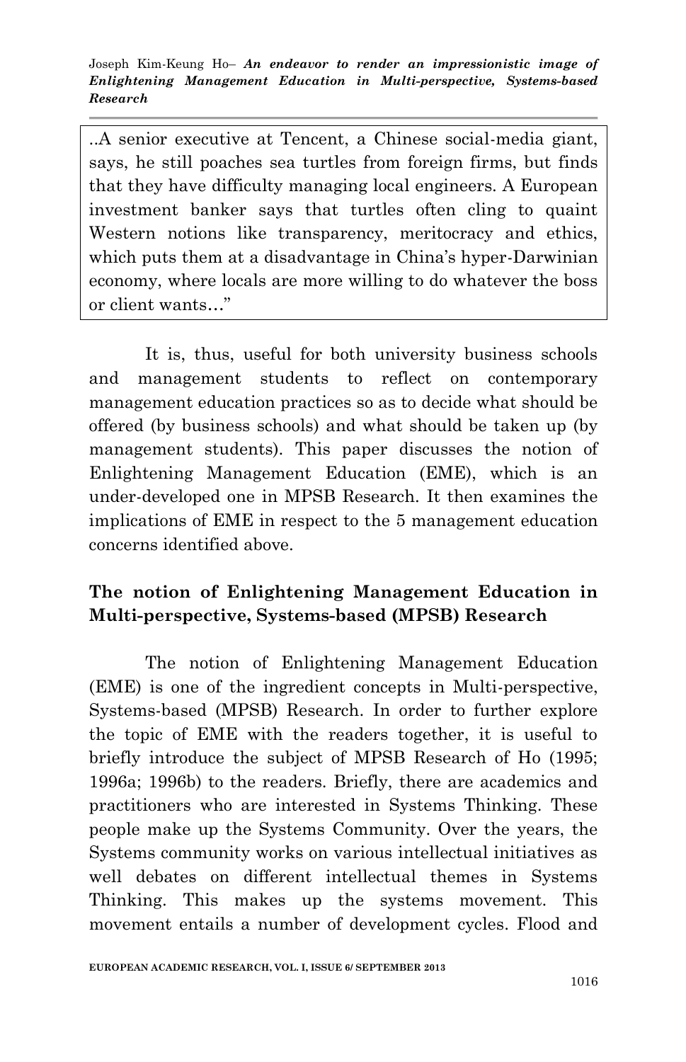> ..A senior executive at Tencent, a Chinese social-media giant, says, he still poaches sea turtles from foreign firms, but finds that they have difficulty managing local engineers. A European investment banker says that turtles often cling to quaint Western notions like transparency, meritocracy and ethics, which puts them at a disadvantage in China's hyper-Darwinian economy, where locals are more willing to do whatever the boss or client wants…"

It is, thus, useful for both university business schools and management students to reflect on contemporary management education practices so as to decide what should be offered (by business schools) and what should be taken up (by management students). This paper discusses the notion of Enlightening Management Education (EME), which is an under-developed one in MPSB Research. It then examines the implications of EME in respect to the 5 management education concerns identified above.

## The notion of Enlightening Management Education in Multi-perspective, Systems-based (MPSB) Research

The notion of Enlightening Management Education (EME) is one of the ingredient concepts in Multi-perspective, Systems-based (MPSB) Research. In order to further explore the topic of EME with the readers together, it is useful to briefly introduce the subject of MPSB Research of Ho (1995; 1996a; 1996b) to the readers. Briefly, there are academics and practitioners who are interested in Systems Thinking. These people make up the Systems Community. Over the years, the Systems community works on various intellectual initiatives as well debates on different intellectual themes in Systems Thinking. This makes up the systems movement. This movement entails a number of development cycles. Flood and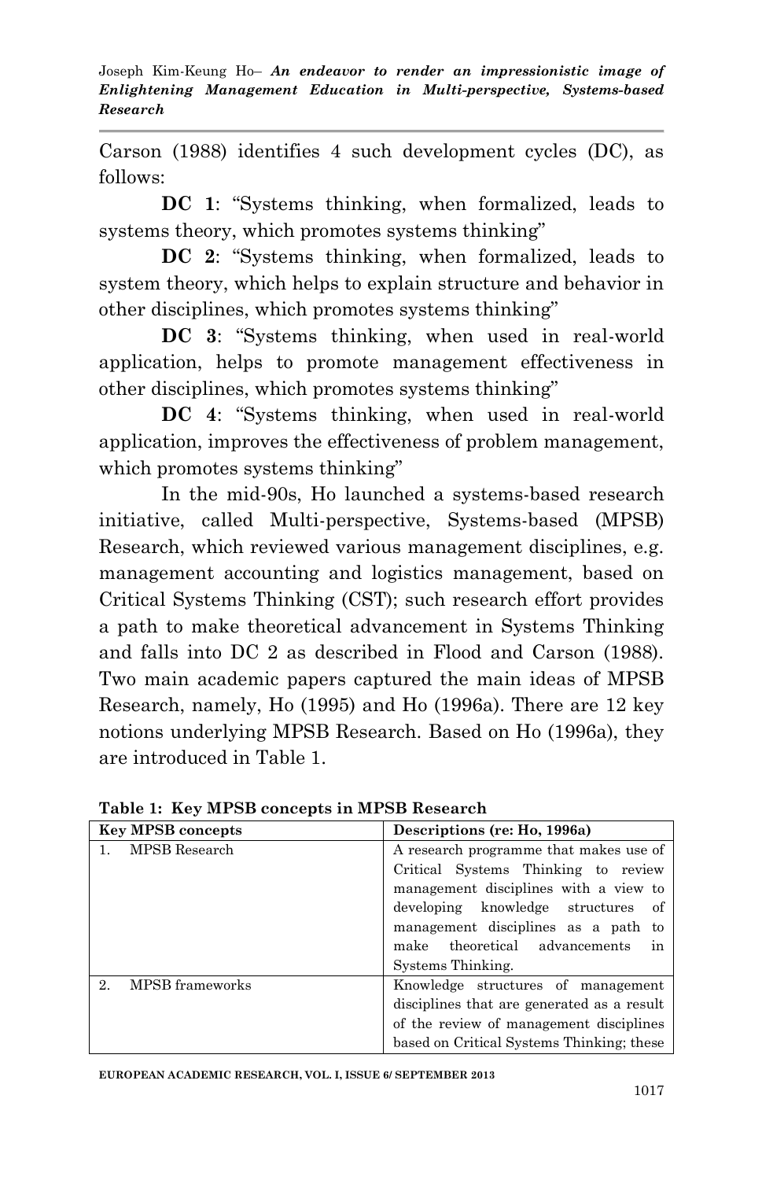Carson (1988) identifies 4 such development cycles (DC), as follows:

**DC 1**: "Systems thinking, when formalized, leads to systems theory, which promotes systems thinking"

**DC 2**: "Systems thinking, when formalized, leads to system theory, which helps to explain structure and behavior in other disciplines, which promotes systems thinking"

**DC 3**: "Systems thinking, when used in real-world application, helps to promote management effectiveness in other disciplines, which promotes systems thinking"

**DC 4**: "Systems thinking, when used in real-world application, improves the effectiveness of problem management, which promotes systems thinking"

In the mid-90s, Ho launched a systems-based research initiative, called Multi-perspective, Systems-based (MPSB) Research, which reviewed various management disciplines, e.g. management accounting and logistics management, based on Critical Systems Thinking (CST); such research effort provides a path to make theoretical advancement in Systems Thinking and falls into DC 2 as described in Flood and Carson (1988). Two main academic papers captured the main ideas of MPSB Research, namely, Ho (1995) and Ho (1996a). There are 12 key notions underlying MPSB Research. Based on Ho (1996a), they are introduced in Table 1.

**Table 1: Key MPSB concepts in MPSB Research**

| Key MPSB concepts | Descriptions (re: Ho, 1996a) |
|---|---|
| 1. MPSB Research | A research programme that makes use of Critical Systems Thinking to review management disciplines with a view to developing knowledge structures of management disciplines as a path to make theoretical advancements in Systems Thinking. |
| 2. MPSB frameworks | Knowledge structures of management disciplines that are generated as a result of the review of management disciplines based on Critical Systems Thinking; these |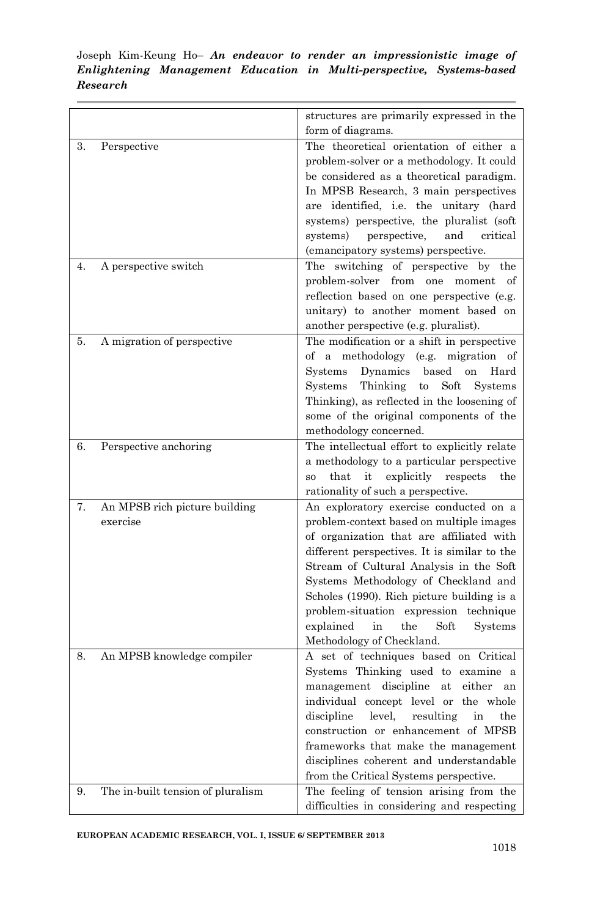| | |
|---|---|
| | structures are primarily expressed in the form of diagrams. |
| 3. Perspective | The theoretical orientation of either a problem-solver or a methodology. It could be considered as a theoretical paradigm. In MPSB Research, 3 main perspectives are identified, i.e. the unitary (hard systems) perspective, the pluralist (soft systems) perspective, and critical (emancipatory systems) perspective. |
| 4. A perspective switch | The switching of perspective by the problem-solver from one moment of reflection based on one perspective (e.g. unitary) to another moment based on another perspective (e.g. pluralist). |
| 5. A migration of perspective | The modification or a shift in perspective of a methodology (e.g. migration of Systems Dynamics based on Hard Systems Thinking to Soft Systems Thinking), as reflected in the loosening of some of the original components of the methodology concerned. |
| 6. Perspective anchoring | The intellectual effort to explicitly relate a methodology to a particular perspective so that it explicitly respects the rationality of such a perspective. |
| 7. An MPSB rich picture building exercise | An exploratory exercise conducted on a problem-context based on multiple images of organization that are affiliated with different perspectives. It is similar to the Stream of Cultural Analysis in the Soft Systems Methodology of Checkland and Scholes (1990). Rich picture building is a problem-situation expression technique explained in the Soft Systems Methodology of Checkland. |
| 8. An MPSB knowledge compiler | A set of techniques based on Critical Systems Thinking used to examine a management discipline at either an individual concept level or the whole discipline level, resulting in the construction or enhancement of MPSB frameworks that make the management disciplines coherent and understandable from the Critical Systems perspective. |
| 9. The in-built tension of pluralism | The feeling of tension arising from the difficulties in considering and respecting |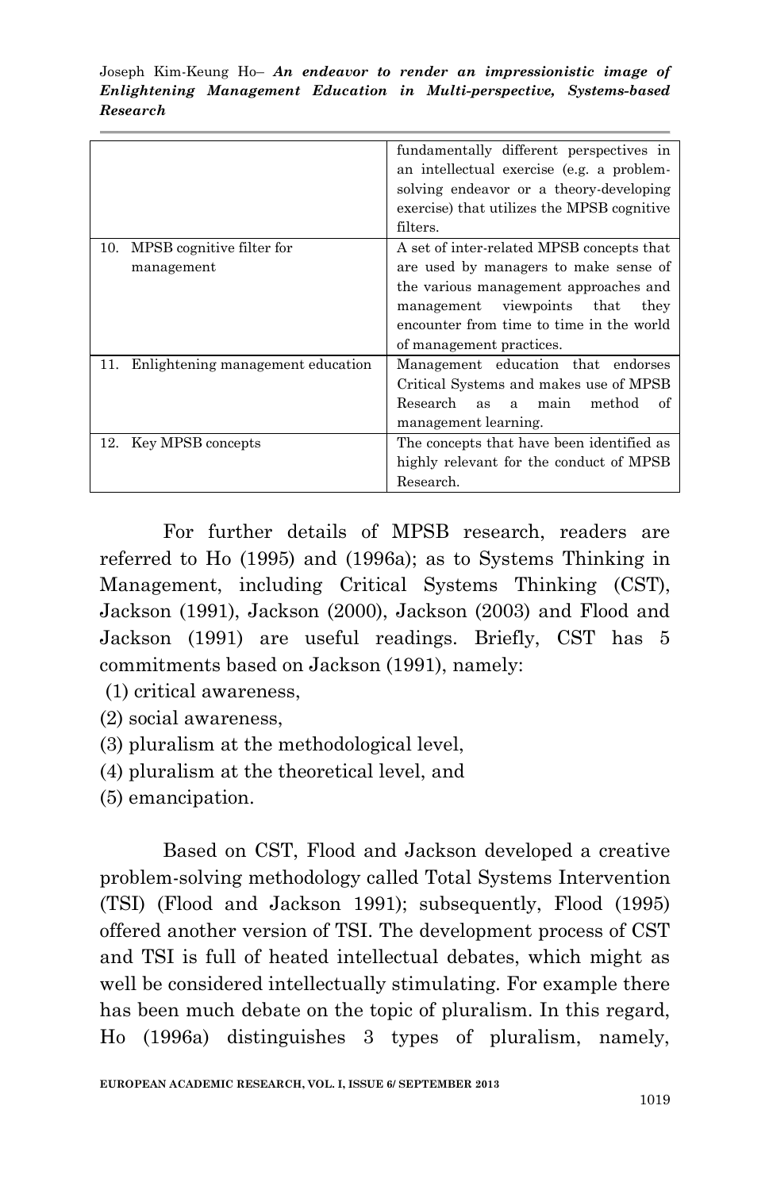| | |
|---|---|
| | fundamentally different perspectives in an intellectual exercise (e.g. a problem-solving endeavor or a theory-developing exercise) that utilizes the MPSB cognitive filters. |
| 10. MPSB cognitive filter for management | A set of inter-related MPSB concepts that are used by managers to make sense of the various management approaches and management viewpoints that they encounter from time to time in the world of management practices. |
| 11. Enlightening management education | Management education that endorses Critical Systems and makes use of MPSB Research as a main method of management learning. |
| 12. Key MPSB concepts | The concepts that have been identified as highly relevant for the conduct of MPSB Research. |

For further details of MPSB research, readers are referred to Ho (1995) and (1996a); as to Systems Thinking in Management, including Critical Systems Thinking (CST), Jackson (1991), Jackson (2000), Jackson (2003) and Flood and Jackson (1991) are useful readings. Briefly, CST has 5 commitments based on Jackson (1991), namely:

(1) critical awareness,
(2) social awareness,
(3) pluralism at the methodological level,
(4) pluralism at the theoretical level, and
(5) emancipation.

Based on CST, Flood and Jackson developed a creative problem-solving methodology called Total Systems Intervention (TSI) (Flood and Jackson 1991); subsequently, Flood (1995) offered another version of TSI. The development process of CST and TSI is full of heated intellectual debates, which might as well be considered intellectually stimulating. For example there has been much debate on the topic of pluralism. In this regard, Ho (1996a) distinguishes 3 types of pluralism, namely,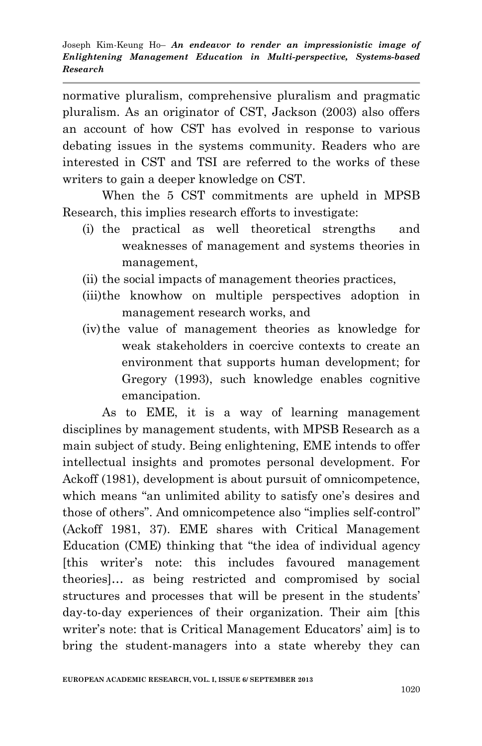normative pluralism, comprehensive pluralism and pragmatic pluralism. As an originator of CST, Jackson (2003) also offers an account of how CST has evolved in response to various debating issues in the systems community. Readers who are interested in CST and TSI are referred to the works of these writers to gain a deeper knowledge on CST.

When the 5 CST commitments are upheld in MPSB Research, this implies research efforts to investigate:

(i) the practical as well theoretical strengths and weaknesses of management and systems theories in management,
(ii) the social impacts of management theories practices,
(iii) the knowhow on multiple perspectives adoption in management research works, and
(iv) the value of management theories as knowledge for weak stakeholders in coercive contexts to create an environment that supports human development; for Gregory (1993), such knowledge enables cognitive emancipation.

As to EME, it is a way of learning management disciplines by management students, with MPSB Research as a main subject of study. Being enlightening, EME intends to offer intellectual insights and promotes personal development. For Ackoff (1981), development is about pursuit of omnicompetence, which means "an unlimited ability to satisfy one's desires and those of others". And omnicompetence also "implies self-control" (Ackoff 1981, 37). EME shares with Critical Management Education (CME) thinking that "the idea of individual agency [this writer's note: this includes favoured management theories]… as being restricted and compromised by social structures and processes that will be present in the students' day-to-day experiences of their organization. Their aim [this writer's note: that is Critical Management Educators' aim] is to bring the student-managers into a state whereby they can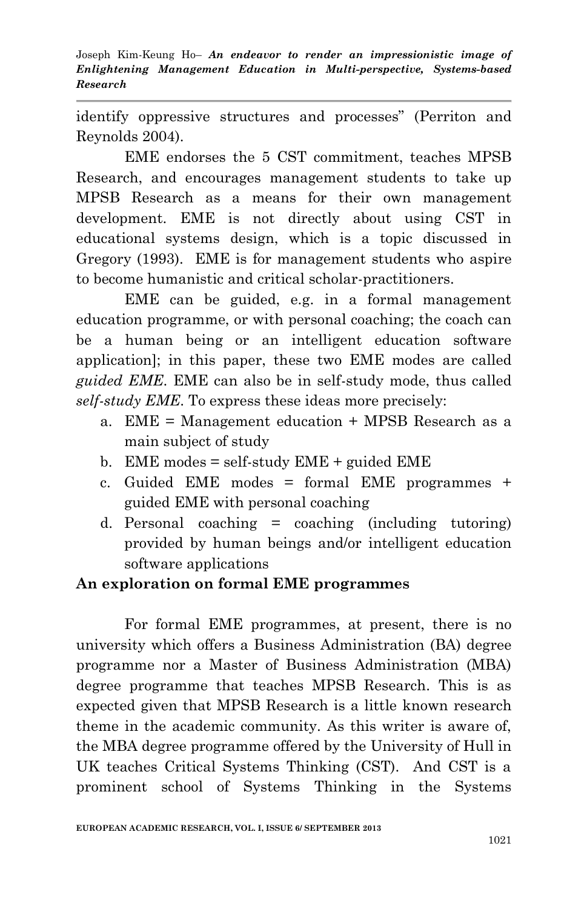identify oppressive structures and processes" (Perriton and Reynolds 2004).

EME endorses the 5 CST commitment, teaches MPSB Research, and encourages management students to take up MPSB Research as a means for their own management development. EME is not directly about using CST in educational systems design, which is a topic discussed in Gregory (1993). EME is for management students who aspire to become humanistic and critical scholar-practitioners.

EME can be guided, e.g. in a formal management education programme, or with personal coaching; the coach can be a human being or an intelligent education software application]; in this paper, these two EME modes are called *guided EME*. EME can also be in self-study mode, thus called *self-study EME*. To express these ideas more precisely:

a. EME = Management education + MPSB Research as a main subject of study
b. EME modes = self-study EME + guided EME
c. Guided EME modes = formal EME programmes + guided EME with personal coaching
d. Personal coaching = coaching (including tutoring) provided by human beings and/or intelligent education software applications

**An exploration on formal EME programmes**

For formal EME programmes, at present, there is no university which offers a Business Administration (BA) degree programme nor a Master of Business Administration (MBA) degree programme that teaches MPSB Research. This is as expected given that MPSB Research is a little known research theme in the academic community. As this writer is aware of, the MBA degree programme offered by the University of Hull in UK teaches Critical Systems Thinking (CST). And CST is a prominent school of Systems Thinking in the Systems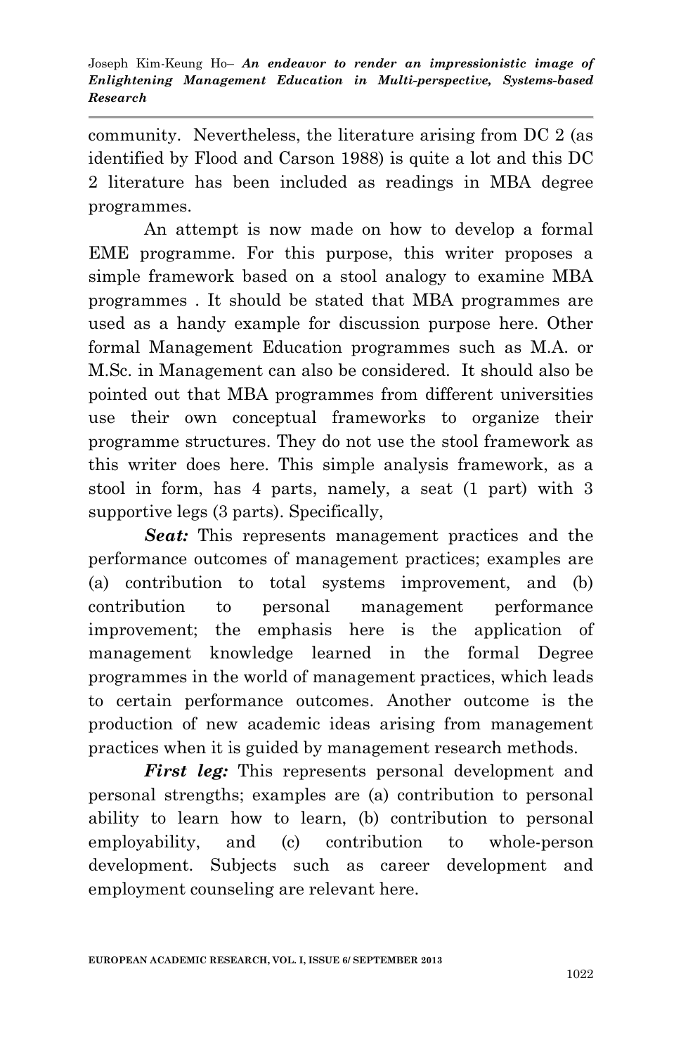community. Nevertheless, the literature arising from DC 2 (as identified by Flood and Carson 1988) is quite a lot and this DC 2 literature has been included as readings in MBA degree programmes.

An attempt is now made on how to develop a formal EME programme. For this purpose, this writer proposes a simple framework based on a stool analogy to examine MBA programmes . It should be stated that MBA programmes are used as a handy example for discussion purpose here. Other formal Management Education programmes such as M.A. or M.Sc. in Management can also be considered. It should also be pointed out that MBA programmes from different universities use their own conceptual frameworks to organize their programme structures. They do not use the stool framework as this writer does here. This simple analysis framework, as a stool in form, has 4 parts, namely, a seat (1 part) with 3 supportive legs (3 parts). Specifically,

***Seat:*** This represents management practices and the performance outcomes of management practices; examples are (a) contribution to total systems improvement, and (b) contribution to personal management performance improvement; the emphasis here is the application of management knowledge learned in the formal Degree programmes in the world of management practices, which leads to certain performance outcomes. Another outcome is the production of new academic ideas arising from management practices when it is guided by management research methods.

***First leg:*** This represents personal development and personal strengths; examples are (a) contribution to personal ability to learn how to learn, (b) contribution to personal employability, and (c) contribution to whole-person development. Subjects such as career development and employment counseling are relevant here.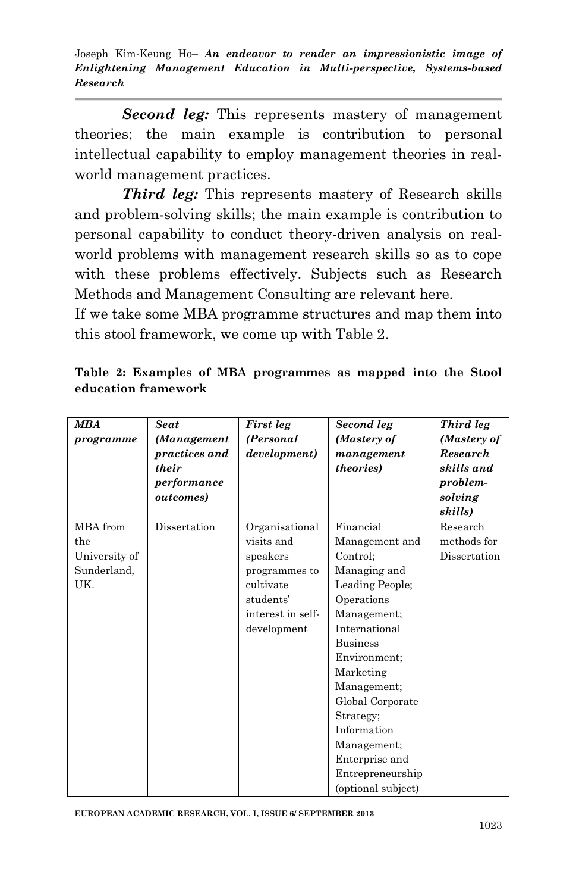***Second leg:*** This represents mastery of management theories; the main example is contribution to personal intellectual capability to employ management theories in real-world management practices.

***Third leg:*** This represents mastery of Research skills and problem-solving skills; the main example is contribution to personal capability to conduct theory-driven analysis on real-world problems with management research skills so as to cope with these problems effectively. Subjects such as Research Methods and Management Consulting are relevant here.

If we take some MBA programme structures and map them into this stool framework, we come up with Table 2.

**Table 2: Examples of MBA programmes as mapped into the Stool education framework**

| ***MBA programme*** | ***Seat (Management practices and their performance outcomes)*** | ***First leg (Personal development)*** | ***Second leg (Mastery of management theories)*** | ***Third leg (Mastery of Research skills and problem-solving skills)*** |
|---|---|---|---|---|
| MBA from the University of Sunderland, UK. | Dissertation | Organisational visits and speakers programmes to cultivate students' interest in self-development | Financial Management and Control; Managing and Leading People; Operations Management; International Business Environment; Marketing Management; Global Corporate Strategy; Information Management; Enterprise and Entrepreneurship (optional subject) | Research methods for Dissertation |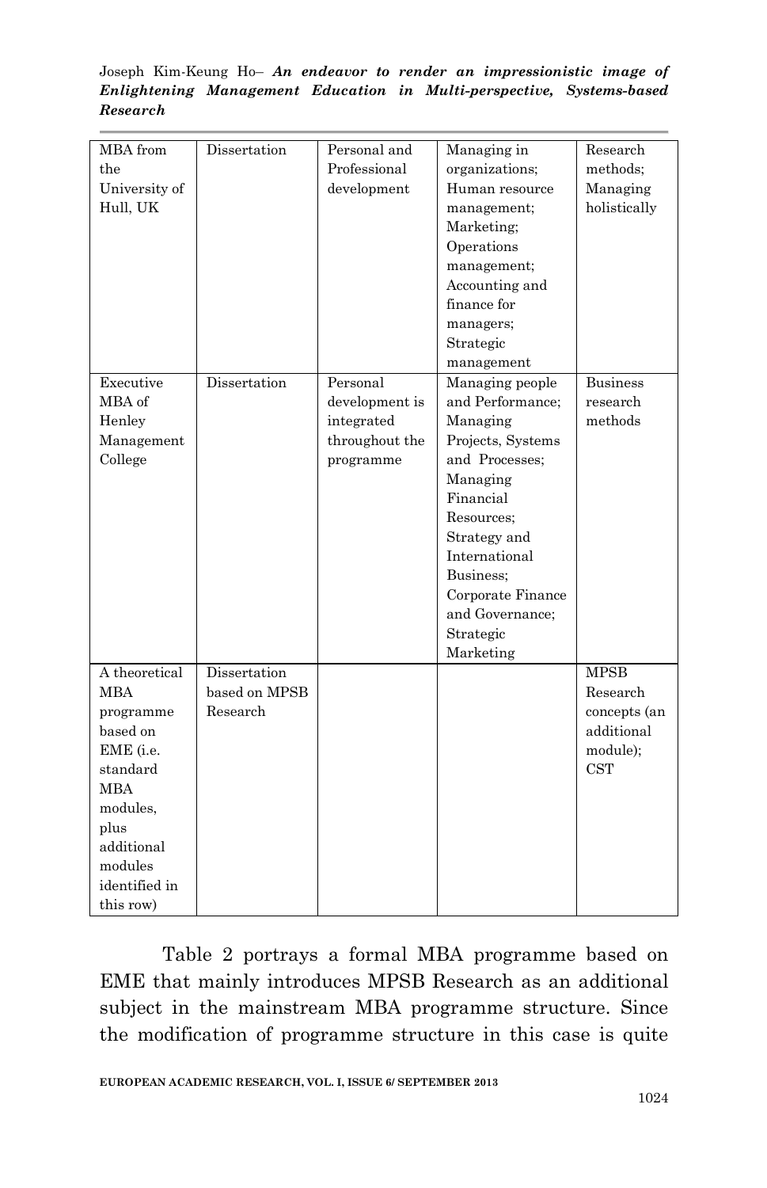| MBA from the University of Hull, UK | Dissertation | Personal and Professional development | Managing in organizations; Human resource management; Marketing; Operations management; Accounting and finance for managers; Strategic management | Research methods; Managing holistically |
|---|---|---|---|---|
| Executive MBA of Henley Management College | Dissertation | Personal development is integrated throughout the programme | Managing people and Performance; Managing Projects, Systems and Processes; Managing Financial Resources; Strategy and International Business; Corporate Finance and Governance; Strategic Marketing | Business research methods |
| A theoretical MBA programme based on EME (i.e. standard MBA modules, plus additional modules identified in this row) | Dissertation based on MPSB Research | | | MPSB Research concepts (an additional module); CST |

Table 2 portrays a formal MBA programme based on EME that mainly introduces MPSB Research as an additional subject in the mainstream MBA programme structure. Since the modification of programme structure in this case is quite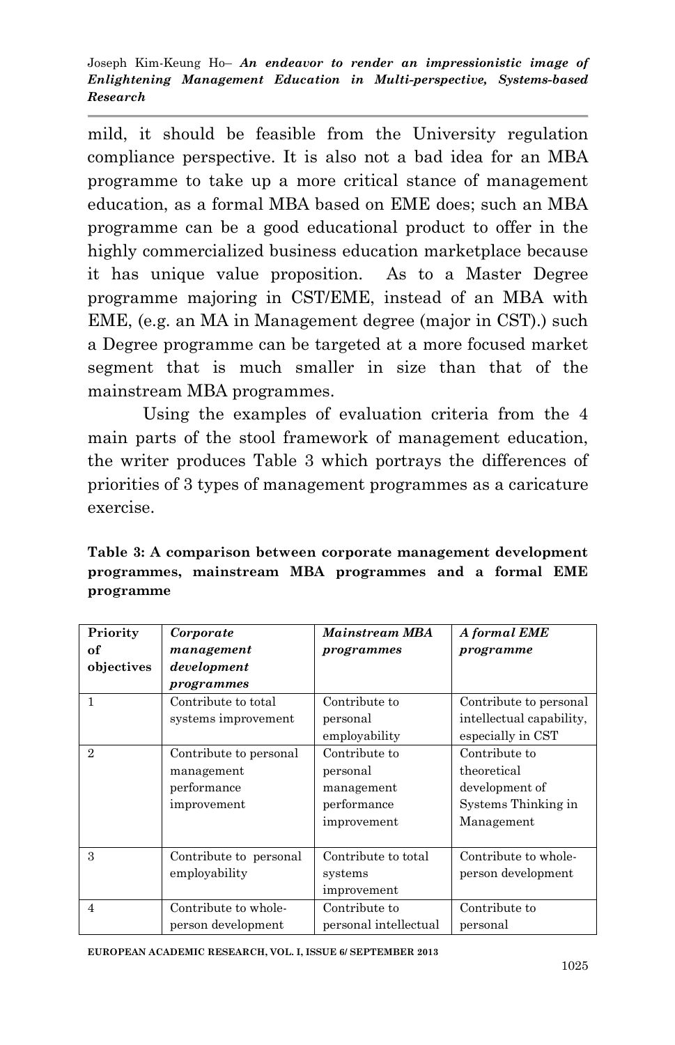mild, it should be feasible from the University regulation compliance perspective. It is also not a bad idea for an MBA programme to take up a more critical stance of management education, as a formal MBA based on EME does; such an MBA programme can be a good educational product to offer in the highly commercialized business education marketplace because it has unique value proposition. As to a Master Degree programme majoring in CST/EME, instead of an MBA with EME, (e.g. an MA in Management degree (major in CST).) such a Degree programme can be targeted at a more focused market segment that is much smaller in size than that of the mainstream MBA programmes.

Using the examples of evaluation criteria from the 4 main parts of the stool framework of management education, the writer produces Table 3 which portrays the differences of priorities of 3 types of management programmes as a caricature exercise.

**Table 3: A comparison between corporate management development programmes, mainstream MBA programmes and a formal EME programme**

| Priority of objectives | *Corporate management development programmes* | *Mainstream MBA programmes* | *A formal EME programme* |
|---|---|---|---|
| 1 | Contribute to total systems improvement | Contribute to personal employability | Contribute to personal intellectual capability, especially in CST |
| 2 | Contribute to personal management performance improvement | Contribute to personal management performance improvement | Contribute to theoretical development of Systems Thinking in Management |
| 3 | Contribute to personal employability | Contribute to total systems improvement | Contribute to whole-person development |
| 4 | Contribute to whole-person development | Contribute to personal intellectual | Contribute to personal |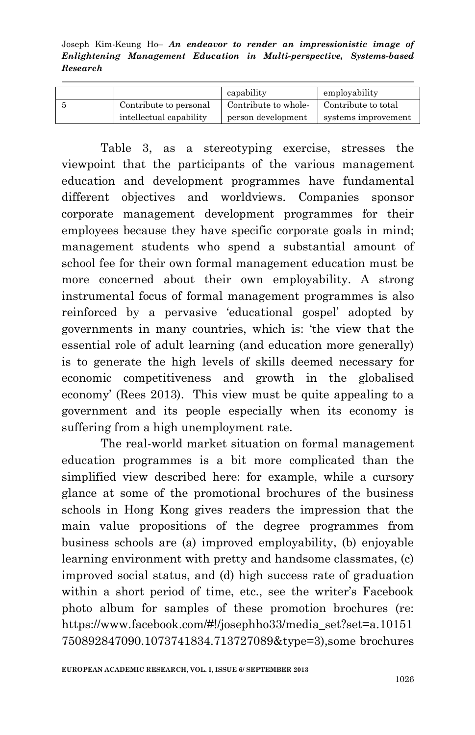| | | capability | employability |
|---|---|---|---|
| 5 | Contribute to personal intellectual capability | Contribute to whole-person development | Contribute to total systems improvement |

Table 3, as a stereotyping exercise, stresses the viewpoint that the participants of the various management education and development programmes have fundamental different objectives and worldviews. Companies sponsor corporate management development programmes for their employees because they have specific corporate goals in mind; management students who spend a substantial amount of school fee for their own formal management education must be more concerned about their own employability. A strong instrumental focus of formal management programmes is also reinforced by a pervasive 'educational gospel' adopted by governments in many countries, which is: 'the view that the essential role of adult learning (and education more generally) is to generate the high levels of skills deemed necessary for economic competitiveness and growth in the globalised economy' (Rees 2013). This view must be quite appealing to a government and its people especially when its economy is suffering from a high unemployment rate.

The real-world market situation on formal management education programmes is a bit more complicated than the simplified view described here: for example, while a cursory glance at some of the promotional brochures of the business schools in Hong Kong gives readers the impression that the main value propositions of the degree programmes from business schools are (a) improved employability, (b) enjoyable learning environment with pretty and handsome classmates, (c) improved social status, and (d) high success rate of graduation within a short period of time, etc., see the writer's Facebook photo album for samples of these promotion brochures (re: https://www.facebook.com/#!/josephho33/media_set?set=a.10151750892847090.1073741834.713727089&type=3),some brochures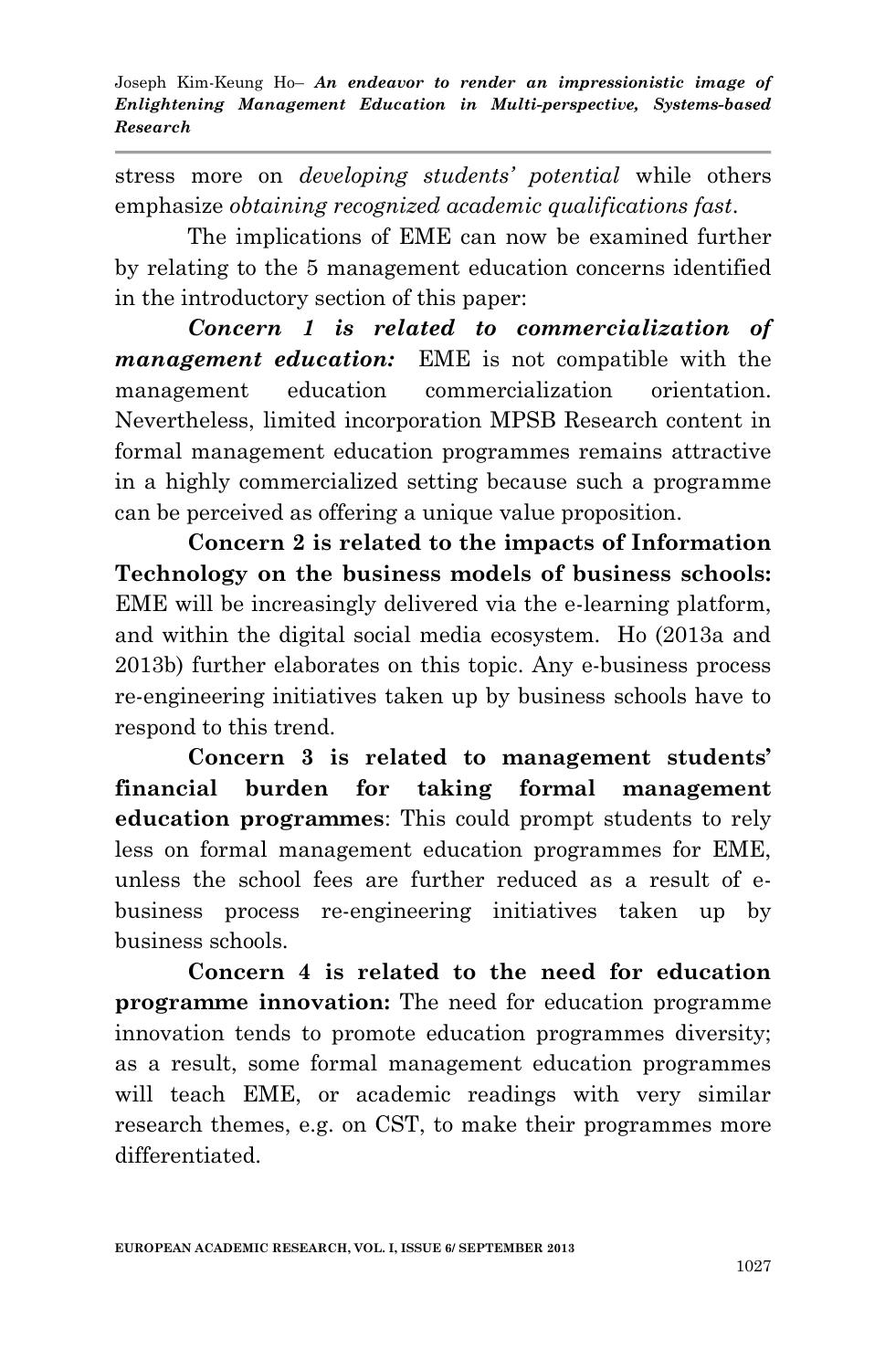stress more on *developing students' potential* while others emphasize *obtaining recognized academic qualifications fast*.

The implications of EME can now be examined further by relating to the 5 management education concerns identified in the introductory section of this paper:

***Concern 1 is related to commercialization of management education:*** EME is not compatible with the management education commercialization orientation. Nevertheless, limited incorporation MPSB Research content in formal management education programmes remains attractive in a highly commercialized setting because such a programme can be perceived as offering a unique value proposition.

**Concern 2 is related to the impacts of Information Technology on the business models of business schools:** EME will be increasingly delivered via the e-learning platform, and within the digital social media ecosystem. Ho (2013a and 2013b) further elaborates on this topic. Any e-business process re-engineering initiatives taken up by business schools have to respond to this trend.

**Concern 3 is related to management students' financial burden for taking formal management education programmes**: This could prompt students to rely less on formal management education programmes for EME, unless the school fees are further reduced as a result of e-business process re-engineering initiatives taken up by business schools.

**Concern 4 is related to the need for education programme innovation:** The need for education programme innovation tends to promote education programmes diversity; as a result, some formal management education programmes will teach EME, or academic readings with very similar research themes, e.g. on CST, to make their programmes more differentiated.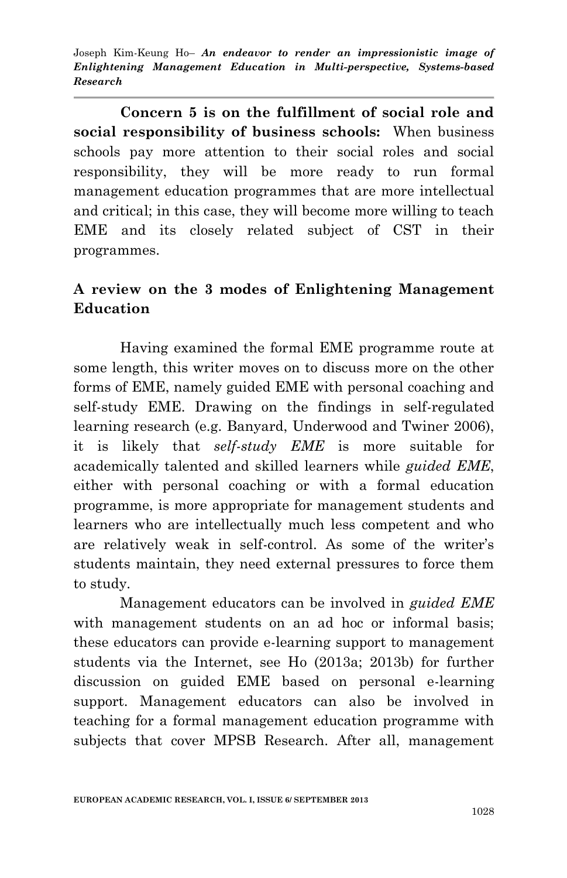**Concern 5 is on the fulfillment of social role and social responsibility of business schools:** When business schools pay more attention to their social roles and social responsibility, they will be more ready to run formal management education programmes that are more intellectual and critical; in this case, they will become more willing to teach EME and its closely related subject of CST in their programmes.

## A review on the 3 modes of Enlightening Management Education

Having examined the formal EME programme route at some length, this writer moves on to discuss more on the other forms of EME, namely guided EME with personal coaching and self-study EME. Drawing on the findings in self-regulated learning research (e.g. Banyard, Underwood and Twiner 2006), it is likely that *self-study EME* is more suitable for academically talented and skilled learners while *guided EME*, either with personal coaching or with a formal education programme, is more appropriate for management students and learners who are intellectually much less competent and who are relatively weak in self-control. As some of the writer's students maintain, they need external pressures to force them to study.

Management educators can be involved in *guided EME* with management students on an ad hoc or informal basis; these educators can provide e-learning support to management students via the Internet, see Ho (2013a; 2013b) for further discussion on guided EME based on personal e-learning support. Management educators can also be involved in teaching for a formal management education programme with subjects that cover MPSB Research. After all, management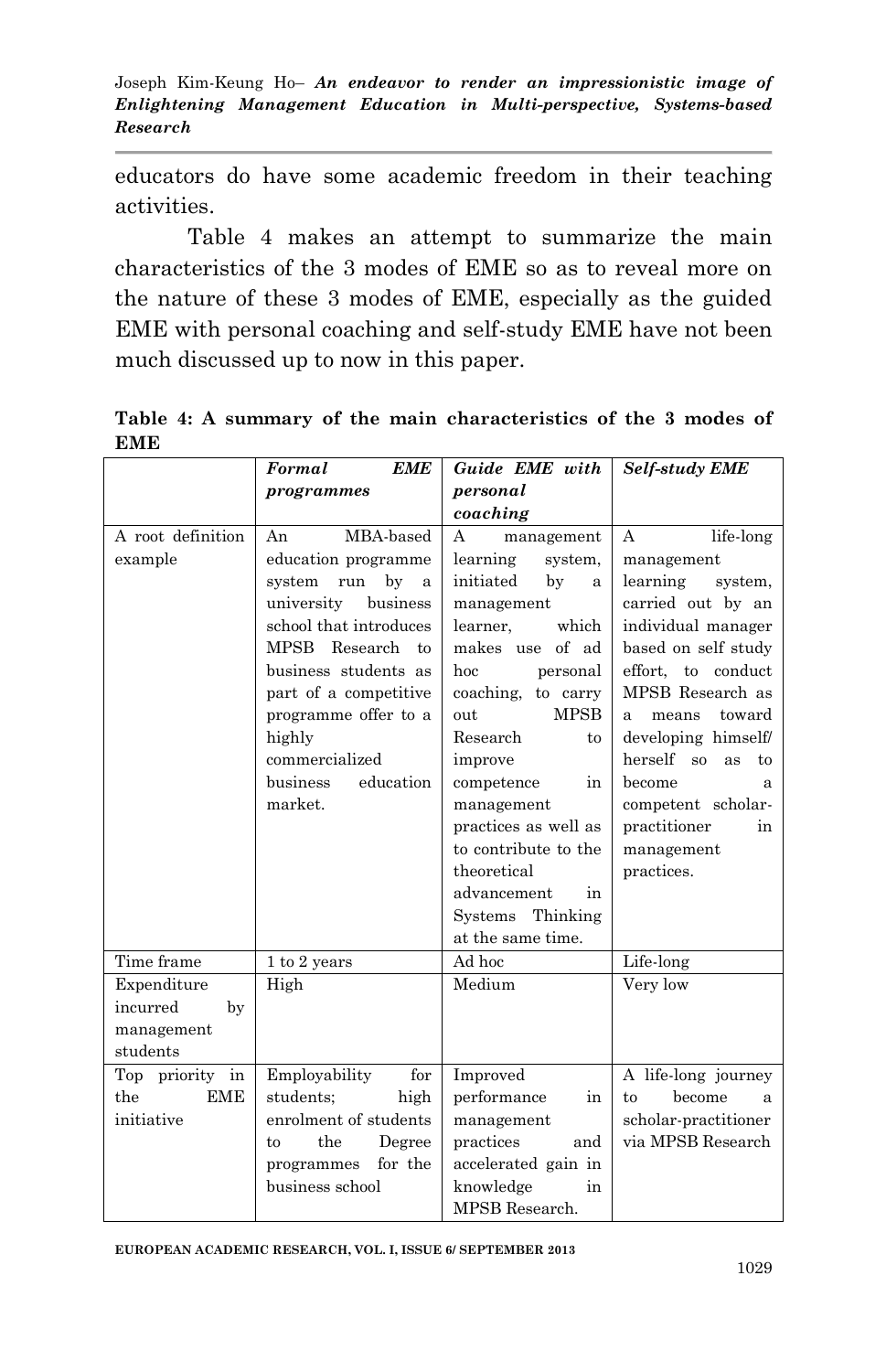educators do have some academic freedom in their teaching activities.

Table 4 makes an attempt to summarize the main characteristics of the 3 modes of EME so as to reveal more on the nature of these 3 modes of EME, especially as the guided EME with personal coaching and self-study EME have not been much discussed up to now in this paper.

**Table 4: A summary of the main characteristics of the 3 modes of EME**

| | ***Formal EME programmes*** | ***Guide EME with personal coaching*** | ***Self-study EME*** |
|---|---|---|---|
| A root definition example | An MBA-based education programme system run by a university business school that introduces MPSB Research to business students as part of a competitive programme offer to a highly commercialized business education market. | A management learning system, initiated by a management learner, which makes use of ad hoc personal coaching, to carry out MPSB Research to improve competence in management practices as well as to contribute to the theoretical advancement in Systems Thinking at the same time. | A life-long management learning system, carried out by an individual manager based on self study effort, to conduct MPSB Research as a means toward developing himself/ herself so as to become a competent scholar-practitioner in management practices. |
| Time frame | 1 to 2 years | Ad hoc | Life-long |
| Expenditure incurred by management students | High | Medium | Very low |
| Top priority in the EME initiative | Employability for students; high enrolment of students to the Degree programmes for the business school | Improved performance in management practices and accelerated gain in knowledge in MPSB Research. | A life-long journey to become a scholar-practitioner via MPSB Research |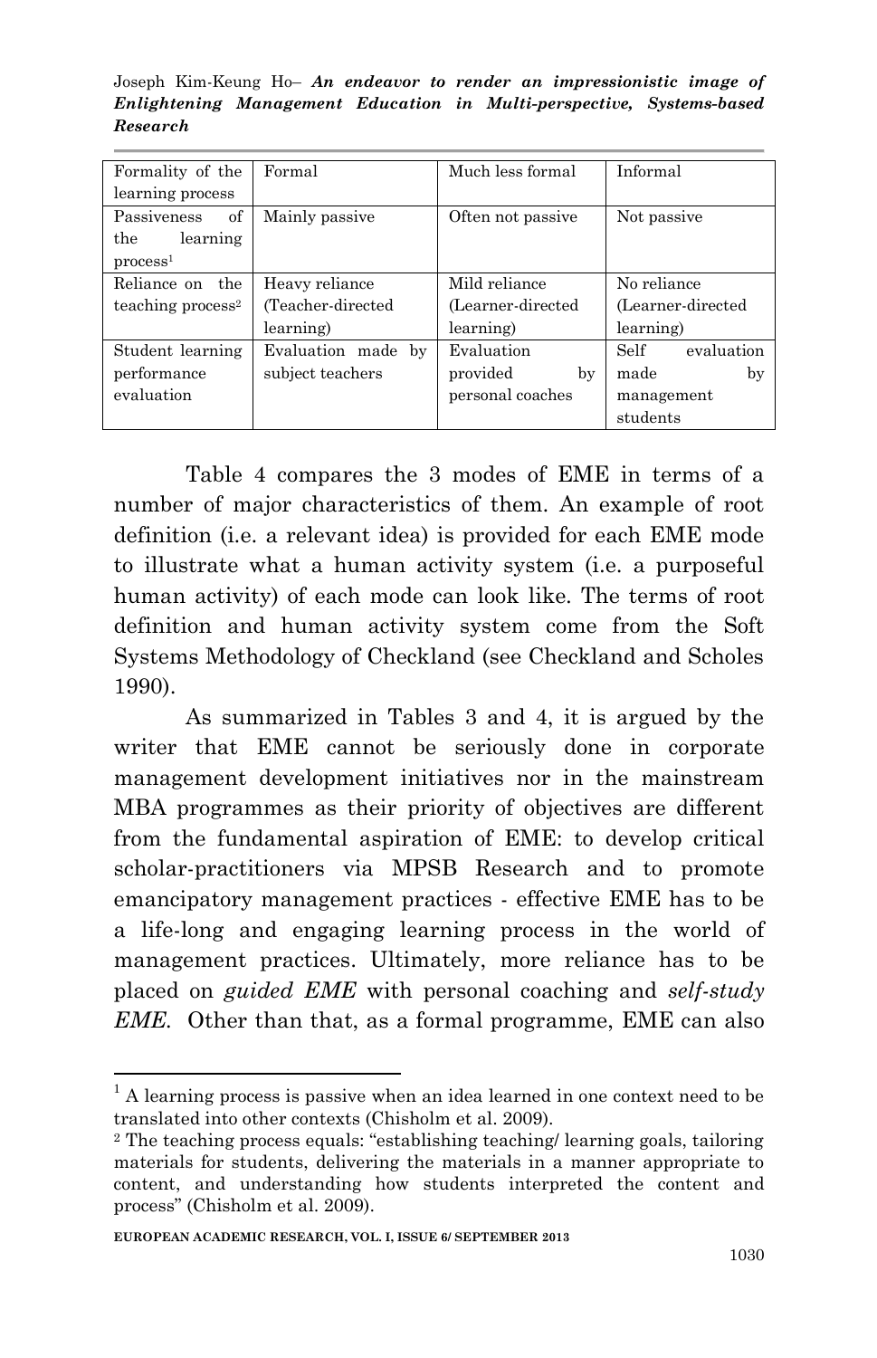| Formality of the learning process | Formal | Much less formal | Informal |
|---|---|---|---|
| Passiveness of the learning process[1] | Mainly passive | Often not passive | Not passive |
| Reliance on the teaching process[2] | Heavy reliance (Teacher-directed learning) | Mild reliance (Learner-directed learning) | No reliance (Learner-directed learning) |
| Student learning performance evaluation | Evaluation made by subject teachers | Evaluation provided by personal coaches | Self evaluation made by management students |

Table 4 compares the 3 modes of EME in terms of a number of major characteristics of them. An example of root definition (i.e. a relevant idea) is provided for each EME mode to illustrate what a human activity system (i.e. a purposeful human activity) of each mode can look like. The terms of root definition and human activity system come from the Soft Systems Methodology of Checkland (see Checkland and Scholes 1990).

As summarized in Tables 3 and 4, it is argued by the writer that EME cannot be seriously done in corporate management development initiatives nor in the mainstream MBA programmes as their priority of objectives are different from the fundamental aspiration of EME: to develop critical scholar-practitioners via MPSB Research and to promote emancipatory management practices - effective EME has to be a life-long and engaging learning process in the world of management practices. Ultimately, more reliance has to be placed on *guided EME* with personal coaching and *self-study EME*. Other than that, as a formal programme, EME can also

[1] A learning process is passive when an idea learned in one context need to be translated into other contexts (Chisholm et al. 2009).

[2] The teaching process equals: "establishing teaching/ learning goals, tailoring materials for students, delivering the materials in a manner appropriate to content, and understanding how students interpreted the content and process" (Chisholm et al. 2009).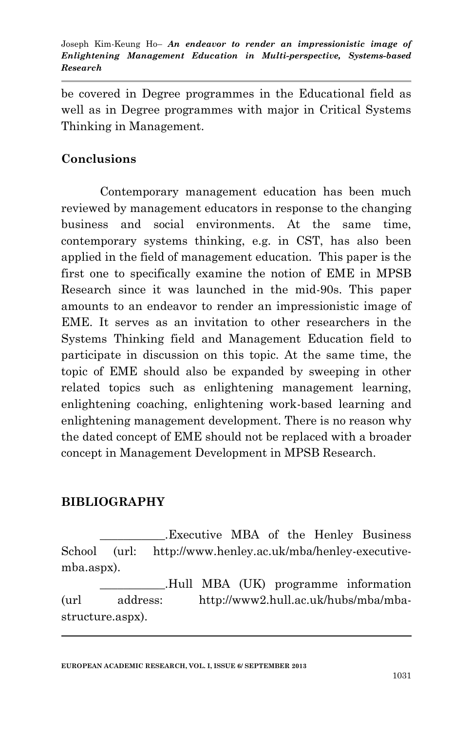be covered in Degree programmes in the Educational field as well as in Degree programmes with major in Critical Systems Thinking in Management.

## Conclusions

Contemporary management education has been much reviewed by management educators in response to the changing business and social environments. At the same time, contemporary systems thinking, e.g. in CST, has also been applied in the field of management education. This paper is the first one to specifically examine the notion of EME in MPSB Research since it was launched in the mid-90s. This paper amounts to an endeavor to render an impressionistic image of EME. It serves as an invitation to other researchers in the Systems Thinking field and Management Education field to participate in discussion on this topic. At the same time, the topic of EME should also be expanded by sweeping in other related topics such as enlightening management learning, enlightening coaching, enlightening work-based learning and enlightening management development. There is no reason why the dated concept of EME should not be replaced with a broader concept in Management Development in MPSB Research.

## BIBLIOGRAPHY

___________.Executive MBA of the Henley Business School (url: http://www.henley.ac.uk/mba/henley-executive-mba.aspx).

___________.Hull MBA (UK) programme information (url address: http://www2.hull.ac.uk/hubs/mba/mba-structure.aspx).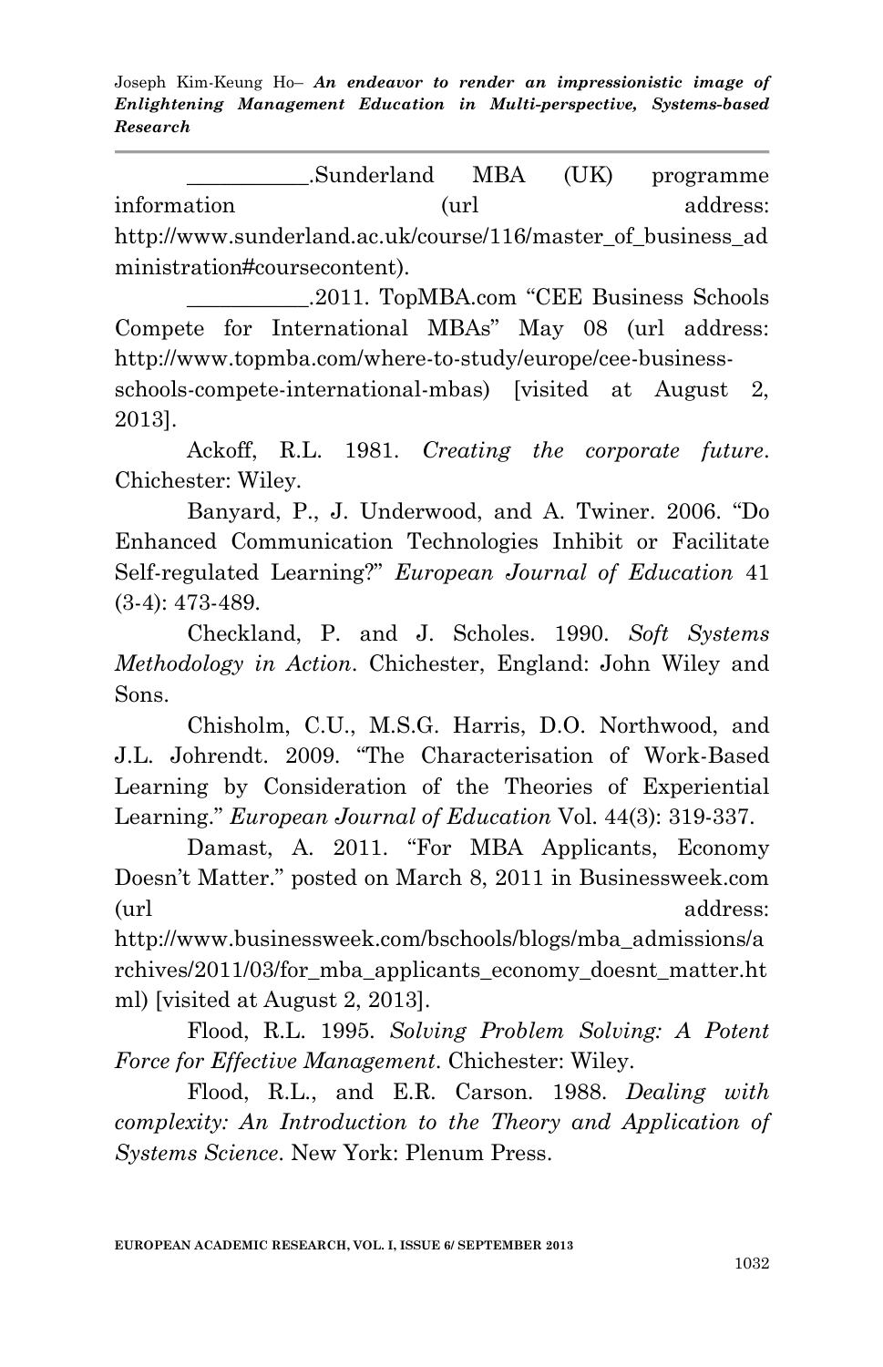___________.Sunderland MBA (UK) programme information (url address: http://www.sunderland.ac.uk/course/116/master_of_business_administration#coursecontent).

___________.2011. TopMBA.com "CEE Business Schools Compete for International MBAs" May 08 (url address: http://www.topmba.com/where-to-study/europe/cee-business-schools-compete-international-mbas) [visited at August 2, 2013].

Ackoff, R.L. 1981. *Creating the corporate future*. Chichester: Wiley.

Banyard, P., J. Underwood, and A. Twiner. 2006. "Do Enhanced Communication Technologies Inhibit or Facilitate Self-regulated Learning?" *European Journal of Education* 41 (3-4): 473-489.

Checkland, P. and J. Scholes. 1990. *Soft Systems Methodology in Action*. Chichester, England: John Wiley and Sons.

Chisholm, C.U., M.S.G. Harris, D.O. Northwood, and J.L. Johrendt. 2009. "The Characterisation of Work-Based Learning by Consideration of the Theories of Experiential Learning." *European Journal of Education* Vol. 44(3): 319-337.

Damast, A. 2011. "For MBA Applicants, Economy Doesn't Matter." posted on March 8, 2011 in Businessweek.com (url address: http://www.businessweek.com/bschools/blogs/mba_admissions/archives/2011/03/for_mba_applicants_economy_doesnt_matter.html) [visited at August 2, 2013].

Flood, R.L. 1995. *Solving Problem Solving: A Potent Force for Effective Management*. Chichester: Wiley.

Flood, R.L., and E.R. Carson. 1988. *Dealing with complexity: An Introduction to the Theory and Application of Systems Science*. New York: Plenum Press.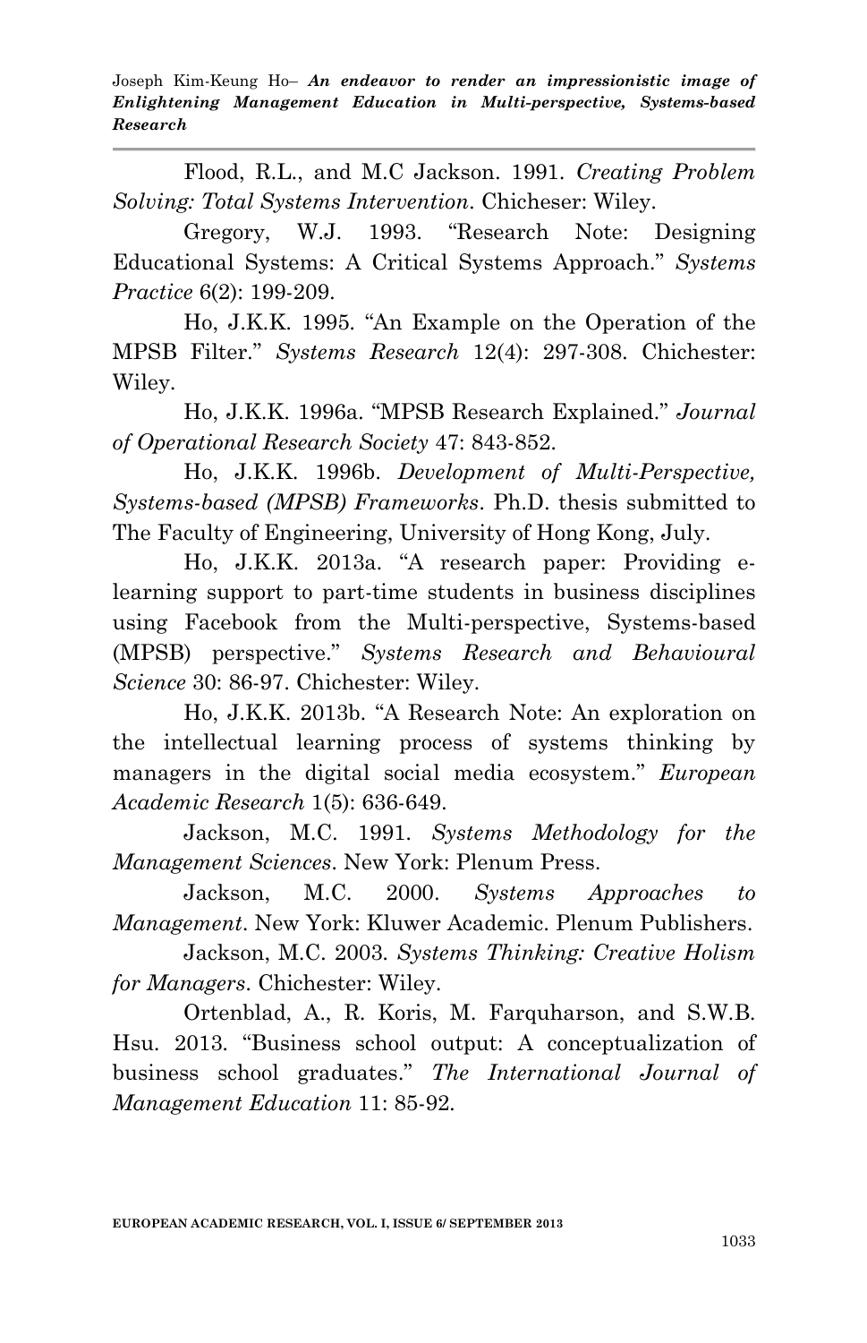Flood, R.L., and M.C Jackson. 1991. *Creating Problem Solving: Total Systems Intervention*. Chicheser: Wiley.

Gregory, W.J. 1993. "Research Note: Designing Educational Systems: A Critical Systems Approach." *Systems Practice* 6(2): 199-209.

Ho, J.K.K. 1995. "An Example on the Operation of the MPSB Filter." *Systems Research* 12(4): 297-308. Chichester: Wiley.

Ho, J.K.K. 1996a. "MPSB Research Explained." *Journal of Operational Research Society* 47: 843-852.

Ho, J.K.K. 1996b. *Development of Multi-Perspective, Systems-based (MPSB) Frameworks*. Ph.D. thesis submitted to The Faculty of Engineering, University of Hong Kong, July.

Ho, J.K.K. 2013a. "A research paper: Providing e-learning support to part-time students in business disciplines using Facebook from the Multi-perspective, Systems-based (MPSB) perspective." *Systems Research and Behavioural Science* 30: 86-97. Chichester: Wiley.

Ho, J.K.K. 2013b. "A Research Note: An exploration on the intellectual learning process of systems thinking by managers in the digital social media ecosystem." *European Academic Research* 1(5): 636-649.

Jackson, M.C. 1991. *Systems Methodology for the Management Sciences*. New York: Plenum Press.

Jackson, M.C. 2000. *Systems Approaches to Management*. New York: Kluwer Academic. Plenum Publishers.

Jackson, M.C. 2003. *Systems Thinking: Creative Holism for Managers*. Chichester: Wiley.

Ortenblad, A., R. Koris, M. Farquharson, and S.W.B. Hsu. 2013. "Business school output: A conceptualization of business school graduates." *The International Journal of Management Education* 11: 85-92.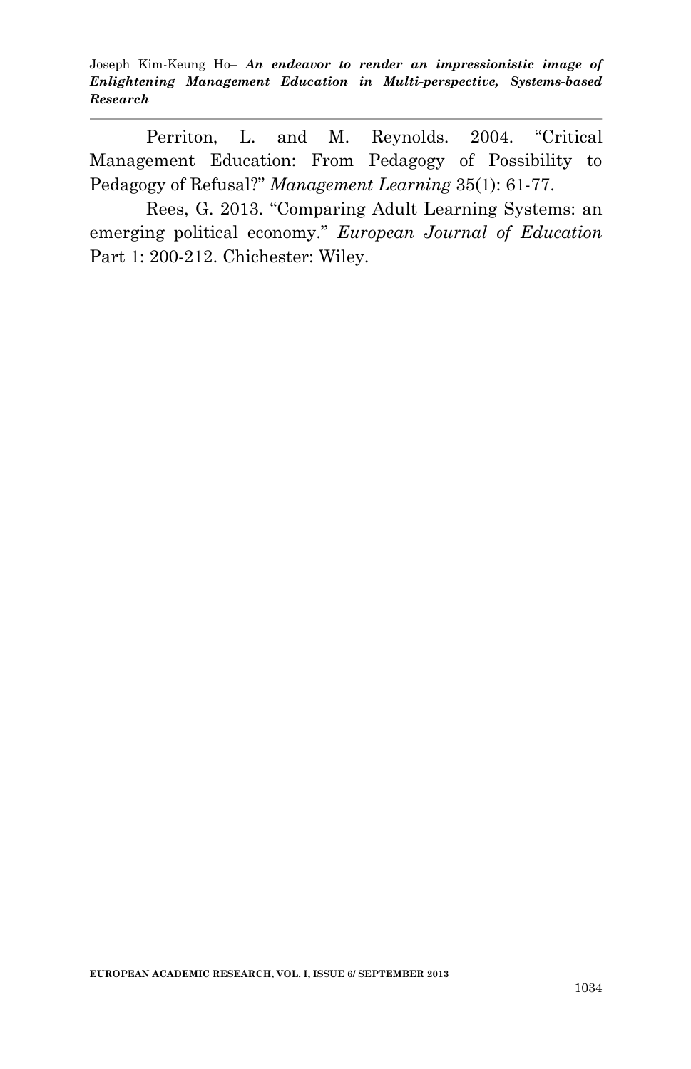Perriton, L. and M. Reynolds. 2004. "Critical Management Education: From Pedagogy of Possibility to Pedagogy of Refusal?" *Management Learning* 35(1): 61-77.

Rees, G. 2013. "Comparing Adult Learning Systems: an emerging political economy." *European Journal of Education* Part 1: 200-212. Chichester: Wiley.